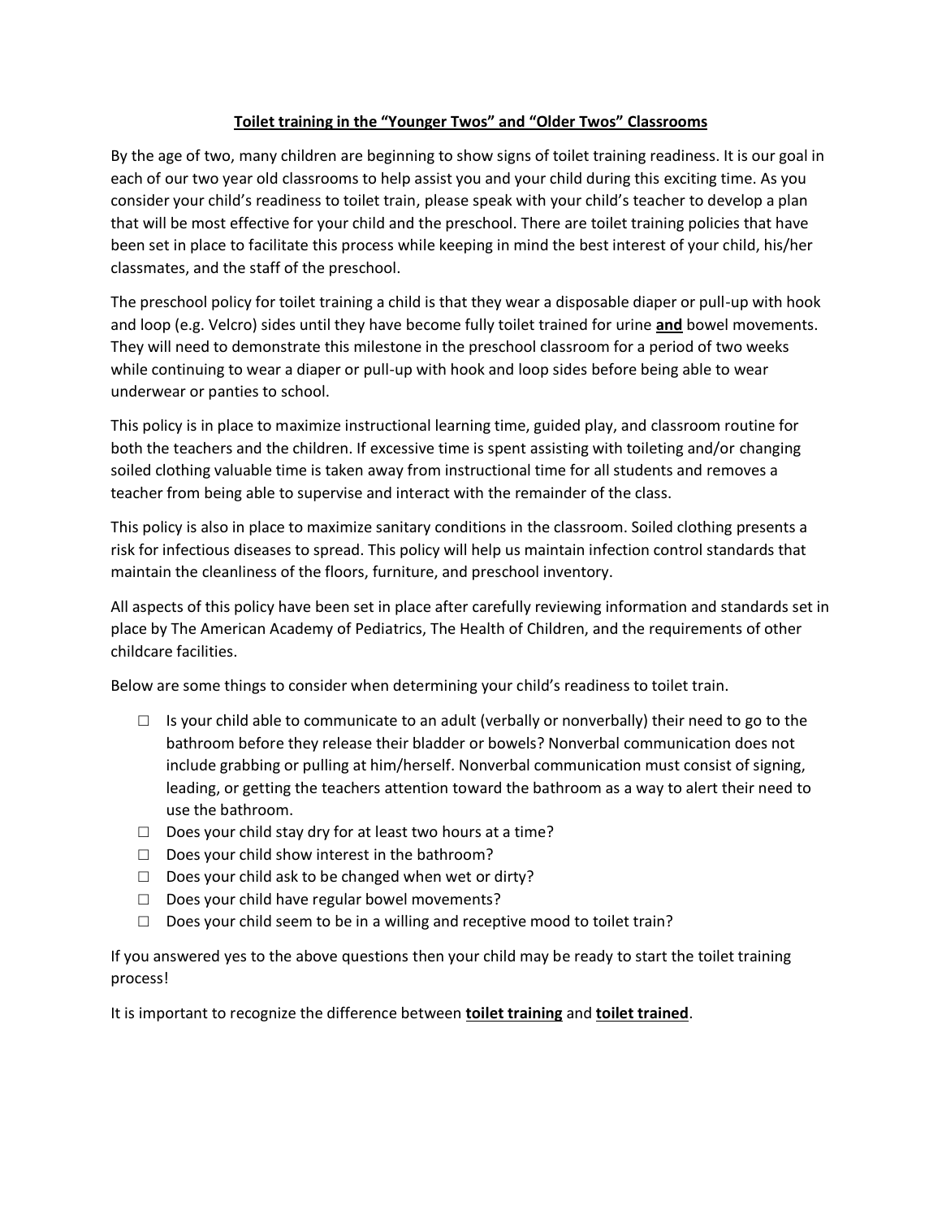## **Toilet training in the "Younger Twos" and "Older Twos" Classrooms**

By the age of two, many children are beginning to show signs of toilet training readiness. It is our goal in each of our two year old classrooms to help assist you and your child during this exciting time. As you consider your child's readiness to toilet train, please speak with your child's teacher to develop a plan that will be most effective for your child and the preschool. There are toilet training policies that have been set in place to facilitate this process while keeping in mind the best interest of your child, his/her classmates, and the staff of the preschool.

The preschool policy for toilet training a child is that they wear a disposable diaper or pull-up with hook and loop (e.g. Velcro) sides until they have become fully toilet trained for urine **and** bowel movements. They will need to demonstrate this milestone in the preschool classroom for a period of two weeks while continuing to wear a diaper or pull-up with hook and loop sides before being able to wear underwear or panties to school.

This policy is in place to maximize instructional learning time, guided play, and classroom routine for both the teachers and the children. If excessive time is spent assisting with toileting and/or changing soiled clothing valuable time is taken away from instructional time for all students and removes a teacher from being able to supervise and interact with the remainder of the class.

This policy is also in place to maximize sanitary conditions in the classroom. Soiled clothing presents a risk for infectious diseases to spread. This policy will help us maintain infection control standards that maintain the cleanliness of the floors, furniture, and preschool inventory.

All aspects of this policy have been set in place after carefully reviewing information and standards set in place by The American Academy of Pediatrics, The Health of Children, and the requirements of other childcare facilities.

Below are some things to consider when determining your child's readiness to toilet train.

- ☐ Is your child able to communicate to an adult (verbally or nonverbally) their need to go to the bathroom before they release their bladder or bowels? Nonverbal communication does not include grabbing or pulling at him/herself. Nonverbal communication must consist of signing, leading, or getting the teachers attention toward the bathroom as a way to alert their need to use the bathroom.
- ☐ Does your child stay dry for at least two hours at a time?
- ☐ Does your child show interest in the bathroom?
- ☐ Does your child ask to be changed when wet or dirty?
- ☐ Does your child have regular bowel movements?
- ☐ Does your child seem to be in a willing and receptive mood to toilet train?

If you answered yes to the above questions then your child may be ready to start the toilet training process!

It is important to recognize the difference between **toilet training** and **toilet trained**.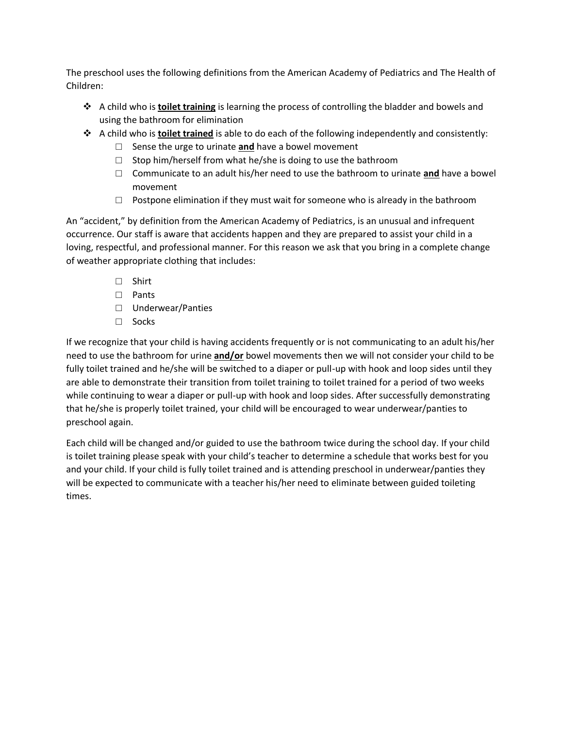The preschool uses the following definitions from the American Academy of Pediatrics and The Health of Children:

- A child who is **<u>toilet training</u>** is learning the process of controlling the bladder and bowels and using the bathroom for elimination
- A child who is **<u>toilet trained</u>** is able to do each of the following independently and consistently:
  - ☐ Sense the urge to urinate **<u>and</u>** have a bowel movement
  - ☐ Stop him/herself from what he/she is doing to use the bathroom
  - ☐ Communicate to an adult his/her need to use the bathroom to urinate **<u>and</u>** have a bowel movement
  - ☐ Postpone elimination if they must wait for someone who is already in the bathroom

An "accident," by definition from the American Academy of Pediatrics, is an unusual and infrequent occurrence. Our staff is aware that accidents happen and they are prepared to assist your child in a loving, respectful, and professional manner. For this reason we ask that you bring in a complete change of weather appropriate clothing that includes:

- ☐ Shirt
- ☐ Pants
- ☐ Underwear/Panties
- ☐ Socks

If we recognize that your child is having accidents frequently or is not communicating to an adult his/her need to use the bathroom for urine **<u>and/or</u>** bowel movements then we will not consider your child to be fully toilet trained and he/she will be switched to a diaper or pull-up with hook and loop sides until they are able to demonstrate their transition from toilet training to toilet trained for a period of two weeks while continuing to wear a diaper or pull-up with hook and loop sides. After successfully demonstrating that he/she is properly toilet trained, your child will be encouraged to wear underwear/panties to preschool again.

Each child will be changed and/or guided to use the bathroom twice during the school day. If your child is toilet training please speak with your child's teacher to determine a schedule that works best for you and your child. If your child is fully toilet trained and is attending preschool in underwear/panties they will be expected to communicate with a teacher his/her need to eliminate between guided toileting times.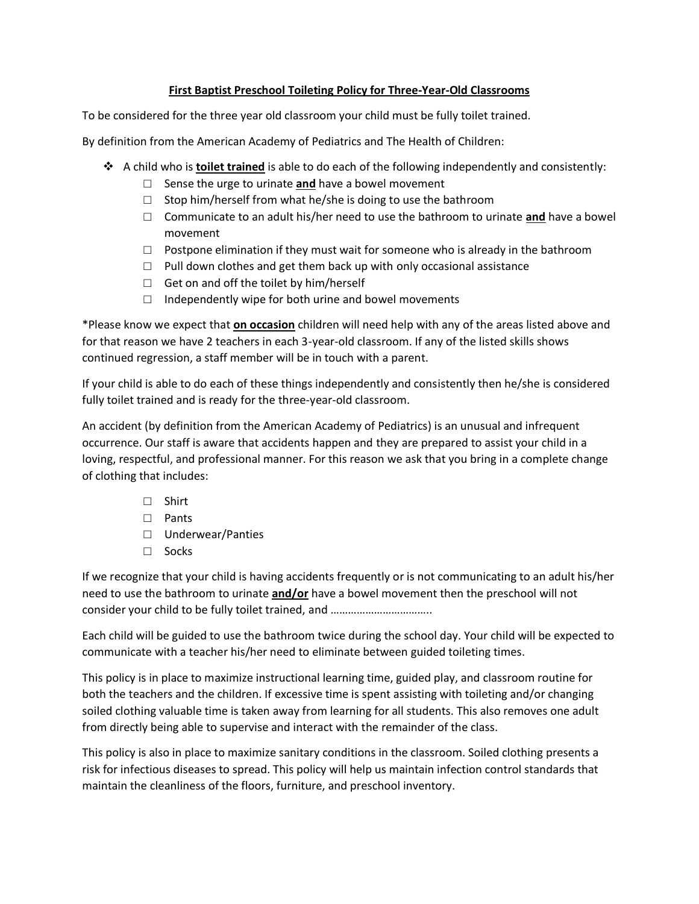**<u>First Baptist Preschool Toileting Policy for Three-Year-Old Classrooms</u>**

To be considered for the three year old classroom your child must be fully toilet trained.

By definition from the American Academy of Pediatrics and The Health of Children:

- A child who is **<u>toilet trained</u>** is able to do each of the following independently and consistently:
  - ☐ Sense the urge to urinate **<u>and</u>** have a bowel movement
  - ☐ Stop him/herself from what he/she is doing to use the bathroom
  - ☐ Communicate to an adult his/her need to use the bathroom to urinate **<u>and</u>** have a bowel movement
  - ☐ Postpone elimination if they must wait for someone who is already in the bathroom
  - ☐ Pull down clothes and get them back up with only occasional assistance
  - ☐ Get on and off the toilet by him/herself
  - ☐ Independently wipe for both urine and bowel movements

*Please know we expect that **<u>on occasion</u>** children will need help with any of the areas listed above and for that reason we have 2 teachers in each 3-year-old classroom. If any of the listed skills shows continued regression, a staff member will be in touch with a parent.

If your child is able to do each of these things independently and consistently then he/she is considered fully toilet trained and is ready for the three-year-old classroom.

An accident (by definition from the American Academy of Pediatrics) is an unusual and infrequent occurrence. Our staff is aware that accidents happen and they are prepared to assist your child in a loving, respectful, and professional manner. For this reason we ask that you bring in a complete change of clothing that includes:

- ☐ Shirt
- ☐ Pants
- ☐ Underwear/Panties
- ☐ Socks

If we recognize that your child is having accidents frequently or is not communicating to an adult his/her need to use the bathroom to urinate **<u>and/or</u>** have a bowel movement then the preschool will not consider your child to be fully toilet trained, and ……………………………..

Each child will be guided to use the bathroom twice during the school day. Your child will be expected to communicate with a teacher his/her need to eliminate between guided toileting times.

This policy is in place to maximize instructional learning time, guided play, and classroom routine for both the teachers and the children. If excessive time is spent assisting with toileting and/or changing soiled clothing valuable time is taken away from learning for all students. This also removes one adult from directly being able to supervise and interact with the remainder of the class.

This policy is also in place to maximize sanitary conditions in the classroom. Soiled clothing presents a risk for infectious diseases to spread. This policy will help us maintain infection control standards that maintain the cleanliness of the floors, furniture, and preschool inventory.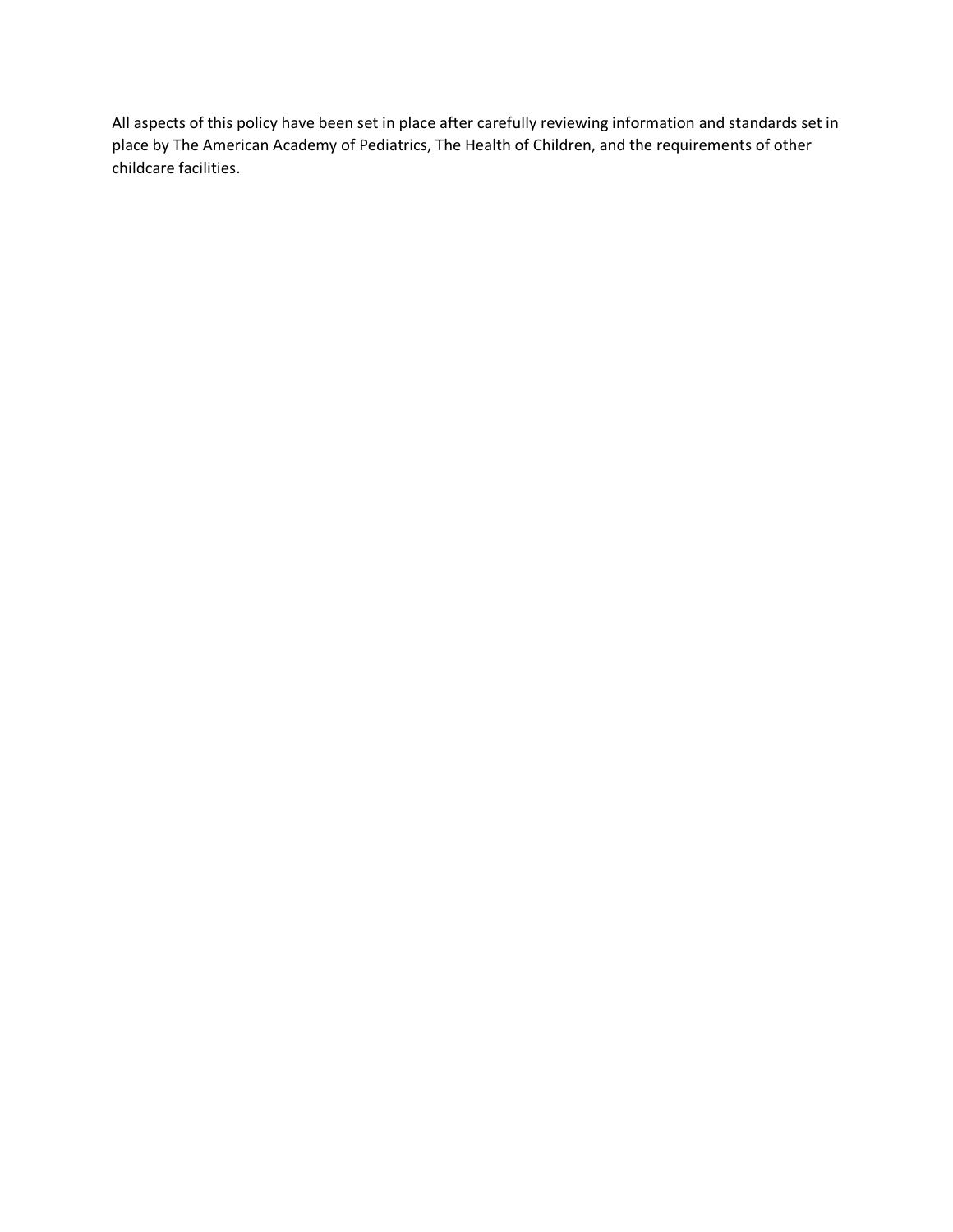All aspects of this policy have been set in place after carefully reviewing information and standards set in place by The American Academy of Pediatrics, The Health of Children, and the requirements of other childcare facilities.